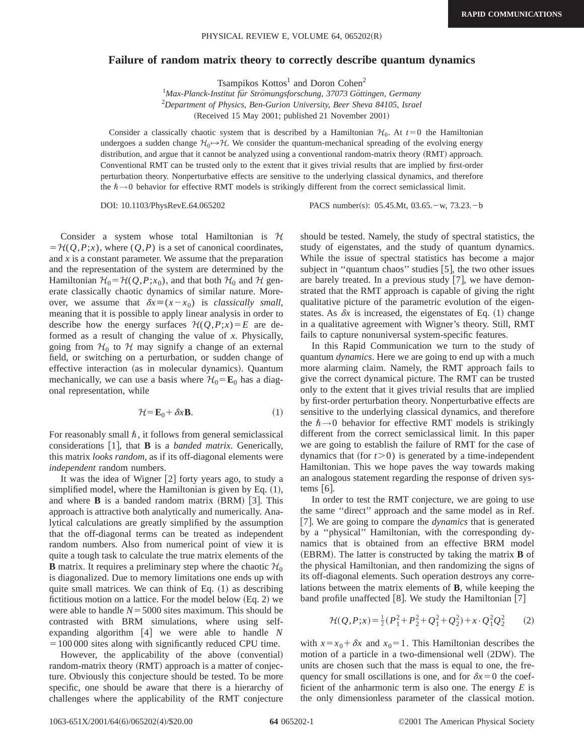# Failure of random matrix theory to correctly describe quantum dynamics

Tsampikos Kottos[1] and Doron Cohen[2]

[1]*Max-Planck-Institut für Strömungsforschung, 37073 Göttingen, Germany*
[2]*Department of Physics, Ben-Gurion University, Beer Sheva 84105, Israel*

(Received 15 May 2001; published 21 November 2001)

Consider a classically chaotic system that is described by a Hamiltonian $\mathcal{H}_0$. At $t=0$ the Hamiltonian undergoes a sudden change $\mathcal{H}_0 \mapsto \mathcal{H}$. We consider the quantum-mechanical spreading of the evolving energy distribution, and argue that it cannot be analyzed using a conventional random-matrix theory (RMT) approach. Conventional RMT can be trusted only to the extent that it gives trivial results that are implied by first-order perturbation theory. Nonperturbative effects are sensitive to the underlying classical dynamics, and therefore the $\hbar \to 0$ behavior for effective RMT models is strikingly different from the correct semiclassical limit.

DOI: 10.1103/PhysRevE.64.065202 PACS number(s): 05.45.Mt, 03.65.−w, 73.23.−b

Consider a system whose total Hamiltonian is $\mathcal{H} = \mathcal{H}(Q,P;x)$, where $(Q,P)$ is a set of canonical coordinates, and $x$ is a constant parameter. We assume that the preparation and the representation of the system are determined by the Hamiltonian $\mathcal{H}_0 = \mathcal{H}(Q,P;x_0)$, and that both $\mathcal{H}_0$ and $\mathcal{H}$ generate classically chaotic dynamics of similar nature. Moreover, we assume that $\delta x \equiv (x - x_0)$ is *classically small*, meaning that it is possible to apply linear analysis in order to describe how the energy surfaces $\mathcal{H}(Q,P;x)=E$ are deformed as a result of changing the value of $x$. Physically, going from $\mathcal{H}_0$ to $\mathcal{H}$ may signify a change of an external field, or switching on a perturbation, or sudden change of effective interaction (as in molecular dynamics). Quantum mechanically, we can use a basis where $\mathcal{H}_0 = \mathbf{E}_0$ has a diagonal representation, while

$$\mathcal{H} = \mathbf{E}_0 + \delta x \mathbf{B}. \tag{1}$$

For reasonably small $\hbar$, it follows from general semiclassical considerations [1], that $\mathbf{B}$ is a *banded matrix*. Generically, this matrix *looks random*, as if its off-diagonal elements were *independent* random numbers.

It was the idea of Wigner [2] forty years ago, to study a simplified model, where the Hamiltonian is given by Eq. (1), and where $\mathbf{B}$ is a banded random matrix (BRM) [3]. This approach is attractive both analytically and numerically. Analytical calculations are greatly simplified by the assumption that the off-diagonal terms can be treated as independent random numbers. Also from numerical point of view it is quite a tough task to calculate the true matrix elements of the $\mathbf{B}$ matrix. It requires a preliminary step where the chaotic $\mathcal{H}_0$ is diagonalized. Due to memory limitations one ends up with quite small matrices. We can think of Eq. (1) as describing fictitious motion on a lattice. For the model below (Eq. 2) we were able to handle $N=5000$ sites maximum. This should be contrasted with BRM simulations, where using self-expanding algorithm [4] we were able to handle $N=100\,000$ sites along with significantly reduced CPU time.

However, the applicability of the above (convential) random-matrix theory (RMT) approach is a matter of conjecture. Obviously this conjecture should be tested. To be more specific, one should be aware that there is a hierarchy of challenges where the applicability of the RMT conjecture should be tested. Namely, the study of spectral statistics, the study of eigenstates, and the study of quantum dynamics. While the issue of spectral statistics has become a major subject in ''quantum chaos'' studies [5], the two other issues are barely treated. In a previous study [7], we have demonstrated that the RMT approach is capable of giving the right qualitative picture of the parametric evolution of the eigenstates. As $\delta x$ is increased, the eigenstates of Eq. (1) change in a qualitative agreement with Wigner's theory. Still, RMT fails to capture nonuniversal system-specific features.

In this Rapid Communication we turn to the study of quantum *dynamics*. Here we are going to end up with a much more alarming claim. Namely, the RMT approach fails to give the correct dynamical picture. The RMT can be trusted only to the extent that it gives trivial results that are implied by first-order perturbation theory. Nonperturbative effects are sensitive to the underlying classical dynamics, and therefore the $\hbar \to 0$ behavior for effective RMT models is strikingly different from the correct semiclassical limit. In this paper we are going to establish the failure of RMT for the case of dynamics that (for $t>0$) is generated by a time-independent Hamiltonian. This we hope paves the way towards making an analogous statement regarding the response of driven systems [6].

In order to test the RMT conjecture, we are going to use the same ''direct'' approach and the same model as in Ref. [7]. We are going to compare the *dynamics* that is generated by a ''physical'' Hamiltonian, with the corresponding dynamics that is obtained from an effective BRM model (EBRM). The latter is constructed by taking the matrix $\mathbf{B}$ of the physical Hamiltonian, and then randomizing the signs of its off-diagonal elements. Such operation destroys any correlations between the matrix elements of $\mathbf{B}$, while keeping the band profile unaffected [8]. We study the Hamiltonian [7]

$$\mathcal{H}(Q,P;x) = \tfrac{1}{2}(P_1^2 + P_2^2 + Q_1^2 + Q_2^2) + x \cdot Q_1^2 Q_2^2 \tag{2}$$

with $x = x_0 + \delta x$ and $x_0 = 1$. This Hamiltonian describes the motion of a particle in a two-dimensional well (2DW). The units are chosen such that the mass is equal to one, the frequency for small oscillations is one, and for $\delta x = 0$ the coefficient of the anharmonic term is also one. The energy $E$ is the only dimensionless parameter of the classical motion.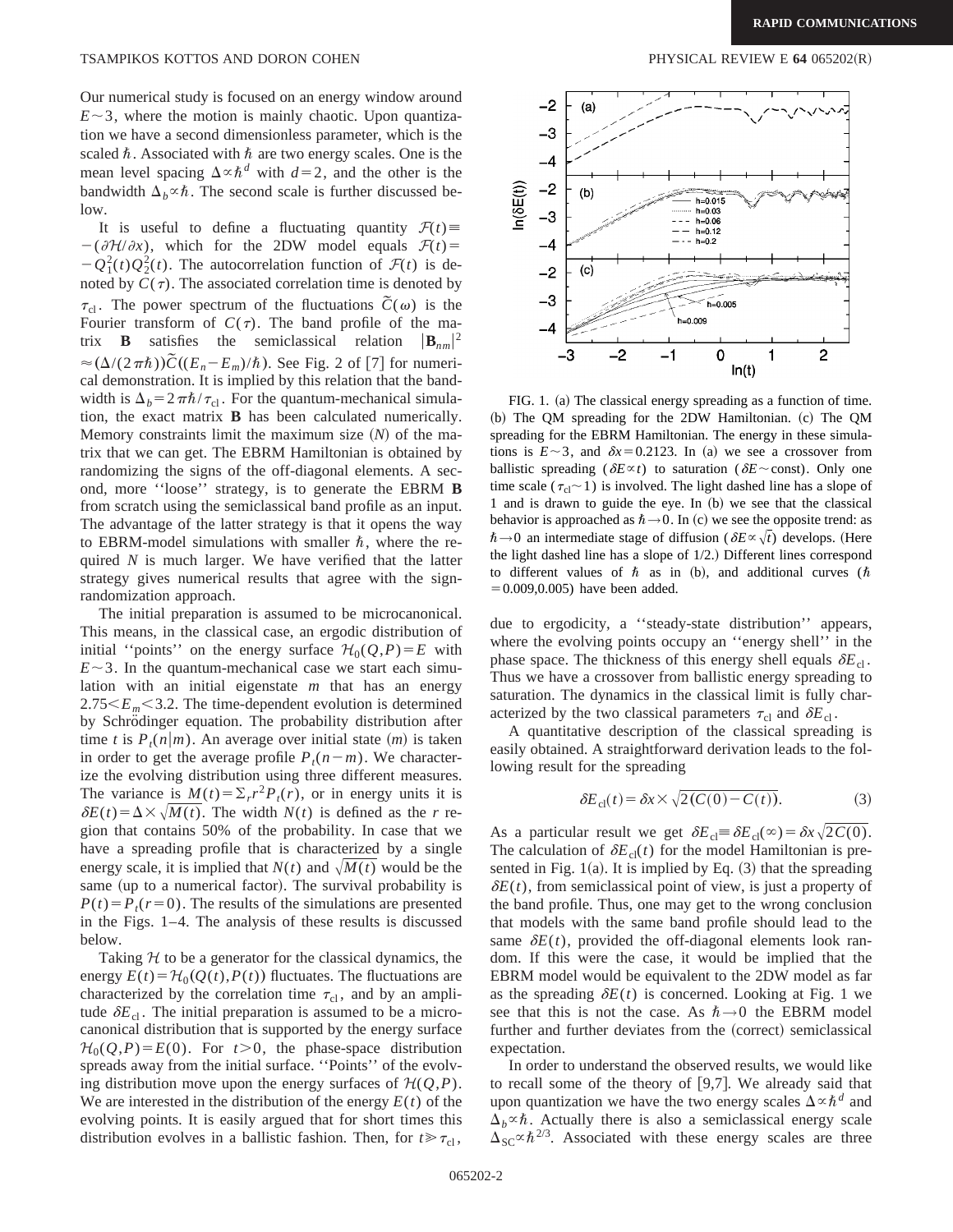Our numerical study is focused on an energy window around $E\sim 3$, where the motion is mainly chaotic. Upon quantization we have a second dimensionless parameter, which is the scaled $\hbar$. Associated with $\hbar$ are two energy scales. One is the mean level spacing $\Delta\propto\hbar^d$ with $d=2$, and the other is the bandwidth $\Delta_b\propto\hbar$. The second scale is further discussed below.

It is useful to define a fluctuating quantity $\mathcal{F}(t)\equiv -(\partial\mathcal{H}/\partial x)$, which for the 2DW model equals $\mathcal{F}(t)= -Q_1^2(t)Q_2^2(t)$. The autocorrelation function of $\mathcal{F}(t)$ is denoted by $C(\tau)$. The associated correlation time is denoted by $\tau_{\rm cl}$. The power spectrum of the fluctuations $\tilde{C}(\omega)$ is the Fourier transform of $C(\tau)$. The band profile of the matrix $\mathbf{B}$ satisfies the semiclassical relation $|\mathbf{B}_{nm}|^2 \approx(\Delta/(2\pi\hbar))\tilde{C}((E_n-E_m)/\hbar)$. See Fig. 2 of [7] for numerical demonstration. It is implied by this relation that the bandwidth is $\Delta_b=2\pi\hbar/\tau_{\rm cl}$. For the quantum-mechanical simulation, the exact matrix $\mathbf{B}$ has been calculated numerically. Memory constraints limit the maximum size $(N)$ of the matrix that we can get. The EBRM Hamiltonian is obtained by randomizing the signs of the off-diagonal elements. A second, more "loose" strategy, is to generate the EBRM $\mathbf{B}$ from scratch using the semiclassical band profile as an input. The advantage of the latter strategy is that it opens the way to EBRM-model simulations with smaller $\hbar$, where the required $N$ is much larger. We have verified that the latter strategy gives numerical results that agree with the sign-randomization approach.

The initial preparation is assumed to be microcanonical. This means, in the classical case, an ergodic distribution of initial "points" on the energy surface $\mathcal{H}_0(Q,P)=E$ with $E\sim 3$. In the quantum-mechanical case we start each simulation with an initial eigenstate $m$ that has an energy $2.75<E_m<3.2$. The time-dependent evolution is determined by Schrödinger equation. The probability distribution after time $t$ is $P_t(n|m)$. An average over initial state $(m)$ is taken in order to get the average profile $P_t(n-m)$. We characterize the evolving distribution using three different measures. The variance is $M(t)=\Sigma_r r^2 P_t(r)$, or in energy units it is $\delta E(t)=\Delta\times\sqrt{M(t)}$. The width $N(t)$ is defined as the $r$ region that contains 50% of the probability. In case that we have a spreading profile that is characterized by a single energy scale, it is implied that $N(t)$ and $\sqrt{M(t)}$ would be the same (up to a numerical factor). The survival probability is $P(t)=P_t(r=0)$. The results of the simulations are presented in the Figs. 1–4. The analysis of these results is discussed below.

Taking $\mathcal{H}$ to be a generator for the classical dynamics, the energy $E(t)=\mathcal{H}_0(Q(t),P(t))$ fluctuates. The fluctuations are characterized by the correlation time $\tau_{\rm cl}$, and by an amplitude $\delta E_{\rm cl}$. The initial preparation is assumed to be a microcanonical distribution that is supported by the energy surface $\mathcal{H}_0(Q,P)=E(0)$. For $t>0$, the phase-space distribution spreads away from the initial surface. "Points" of the evolving distribution move upon the energy surfaces of $\mathcal{H}(Q,P)$. We are interested in the distribution of the energy $E(t)$ of the evolving points. It is easily argued that for short times this distribution evolves in a ballistic fashion. Then, for $t\gg\tau_{\rm cl}$, due to ergodicity, a "steady-state distribution" appears, where the evolving points occupy an "energy shell" in the phase space. The thickness of this energy shell equals $\delta E_{\rm cl}$. Thus we have a crossover from ballistic energy spreading to saturation. The dynamics in the classical limit is fully characterized by the two classical parameters $\tau_{\rm cl}$ and $\delta E_{\rm cl}$.

FIG. 1. (a) The classical energy spreading as a function of time. (b) The QM spreading for the 2DW Hamiltonian. (c) The QM spreading for the EBRM Hamiltonian. The energy in these simulations is $E\sim 3$, and $\delta x=0.2123$. In (a) we see a crossover from ballistic spreading ($\delta E\propto t$) to saturation ($\delta E\sim$const). Only one time scale ($\tau_{\rm cl}\sim 1$) is involved. The light dashed line has a slope of 1 and is drawn to guide the eye. In (b) we see that the classical behavior is approached as $\hbar\to 0$. In (c) we see the opposite trend: as $\hbar\to 0$ an intermediate stage of diffusion ($\delta E\propto\sqrt{t}$) develops. (Here the light dashed line has a slope of 1/2.) Different lines correspond to different values of $\hbar$ as in (b), and additional curves ($\hbar=0.009, 0.005$) have been added.

A quantitative description of the classical spreading is easily obtained. A straightforward derivation leads to the following result for the spreading

$$\delta E_{\rm cl}(t)=\delta x\times\sqrt{2(C(0)-C(t))}. \qquad (3)$$

As a particular result we get $\delta E_{\rm cl}\equiv\delta E_{\rm cl}(\infty)=\delta x\sqrt{2C(0)}$. The calculation of $\delta E_{\rm cl}(t)$ for the model Hamiltonian is presented in Fig. 1(a). It is implied by Eq. (3) that the spreading $\delta E(t)$, from semiclassical point of view, is just a property of the band profile. Thus, one may get to the wrong conclusion that models with the same band profile should lead to the same $\delta E(t)$, provided the off-diagonal elements look random. If this were the case, it would be implied that the EBRM model would be equivalent to the 2DW model as far as the spreading $\delta E(t)$ is concerned. Looking at Fig. 1 we see that this is not the case. As $\hbar\to 0$ the EBRM model further and further deviates from the (correct) semiclassical expectation.

In order to understand the observed results, we would like to recall some of the theory of [9,7]. We already said that upon quantization we have the two energy scales $\Delta\propto\hbar^d$ and $\Delta_b\propto\hbar$. Actually there is also a semiclassical energy scale $\Delta_{\rm SC}\propto\hbar^{2/3}$. Associated with these energy scales are three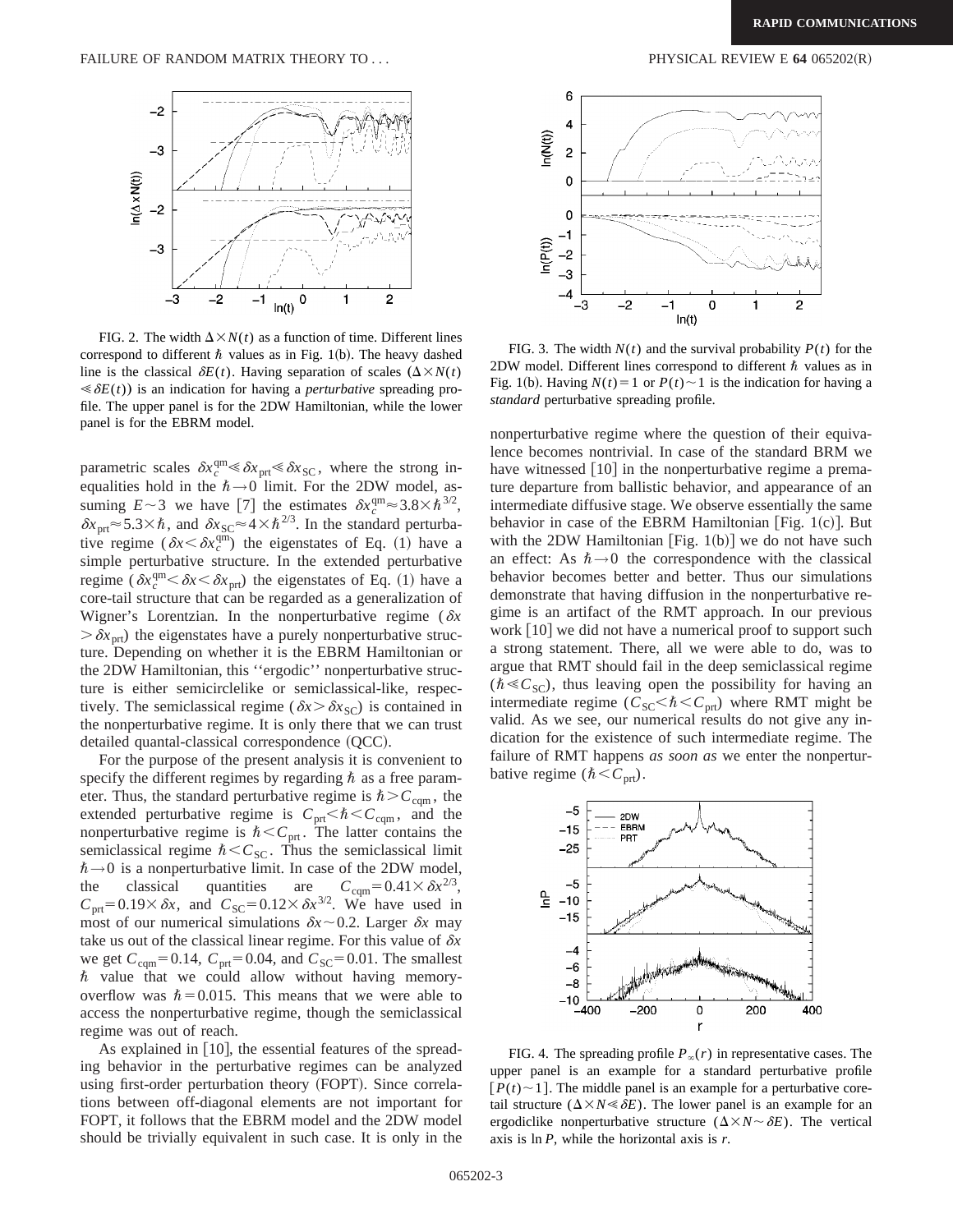FIG. 2. The width $\Delta \times N(t)$ as a function of time. Different lines correspond to different $\hbar$ values as in Fig. 1(b). The heavy dashed line is the classical $\delta E(t)$. Having separation of scales ($\Delta \times N(t) \ll \delta E(t)$) is an indication for having a *perturbative* spreading profile. The upper panel is for the 2DW Hamiltonian, while the lower panel is for the EBRM model.

parametric scales $\delta x_c^{\mathrm{qm}} \ll \delta x_{\mathrm{prt}} \ll \delta x_{\mathrm{SC}}$, where the strong inequalities hold in the $\hbar \to 0$ limit. For the 2DW model, assuming $E \sim 3$ we have [7] the estimates $\delta x_c^{\mathrm{qm}} \approx 3.8 \times \hbar^{3/2}$, $\delta x_{\mathrm{prt}} \approx 5.3 \times \hbar$, and $\delta x_{\mathrm{SC}} \approx 4 \times \hbar^{2/3}$. In the standard perturbative regime ($\delta x < \delta x_c^{\mathrm{qm}}$) the eigenstates of Eq. (1) have a simple perturbative structure. In the extended perturbative regime ($\delta x_c^{\mathrm{qm}} < \delta x < \delta x_{\mathrm{prt}}$) the eigenstates of Eq. (1) have a core-tail structure that can be regarded as a generalization of Wigner's Lorentzian. In the nonperturbative regime ($\delta x > \delta x_{\mathrm{prt}}$) the eigenstates have a purely nonperturbative structure. Depending on whether it is the EBRM Hamiltonian or the 2DW Hamiltonian, this "ergodic" nonperturbative structure is either semicirclelike or semiclassical-like, respectively. The semiclassical regime ($\delta x > \delta x_{\mathrm{SC}}$) is contained in the nonperturbative regime. It is only there that we can trust detailed quantal-classical correspondence (QCC).

For the purpose of the present analysis it is convenient to specify the different regimes by regarding $\hbar$ as a free parameter. Thus, the standard perturbative regime is $\hbar > C_{\mathrm{cqm}}$, the extended perturbative regime is $C_{\mathrm{prt}} < \hbar < C_{\mathrm{cqm}}$, and the nonperturbative regime is $\hbar < C_{\mathrm{prt}}$. The latter contains the semiclassical regime $\hbar < C_{\mathrm{SC}}$. Thus the semiclassical limit $\hbar \to 0$ is a nonperturbative limit. In case of the 2DW model, the classical quantities are $C_{\mathrm{cqm}} = 0.41 \times \delta x^{2/3}$, $C_{\mathrm{prt}} = 0.19 \times \delta x$, and $C_{\mathrm{SC}} = 0.12 \times \delta x^{3/2}$. We have used in most of our numerical simulations $\delta x \sim 0.2$. Larger $\delta x$ may take us out of the classical linear regime. For this value of $\delta x$ we get $C_{\mathrm{cqm}} = 0.14$, $C_{\mathrm{prt}} = 0.04$, and $C_{\mathrm{SC}} = 0.01$. The smallest $\hbar$ value that we could allow without having memory-overflow was $\hbar = 0.015$. This means that we were able to access the nonperturbative regime, though the semiclassical regime was out of reach.

As explained in [10], the essential features of the spreading behavior in the perturbative regimes can be analyzed using first-order perturbation theory (FOPT). Since correlations between off-diagonal elements are not important for FOPT, it follows that the EBRM model and the 2DW model should be trivially equivalent in such case. It is only in the nonperturbative regime where the question of their equivalence becomes nontrivial. In case of the standard BRM we have witnessed [10] in the nonperturbative regime a premature departure from ballistic behavior, and appearance of an intermediate diffusive stage. We observe essentially the same behavior in case of the EBRM Hamiltonian [Fig. 1(c)]. But with the 2DW Hamiltonian [Fig. 1(b)] we do not have such an effect: As $\hbar \to 0$ the correspondence with the classical behavior becomes better and better. Thus our simulations demonstrate that having diffusion in the nonperturbative regime is an artifact of the RMT approach. In our previous work [10] we did not have a numerical proof to support such a strong statement. There, all we were able to do, was to argue that RMT should fail in the deep semiclassical regime ($\hbar \ll C_{\mathrm{SC}}$), thus leaving open the possibility for having an intermediate regime ($C_{\mathrm{SC}} < \hbar < C_{\mathrm{prt}}$) where RMT might be valid. As we see, our numerical results do not give any indication for the existence of such intermediate regime. The failure of RMT happens *as soon as* we enter the nonperturbative regime ($\hbar < C_{\mathrm{prt}}$).

FIG. 3. The width $N(t)$ and the survival probability $P(t)$ for the 2DW model. Different lines correspond to different $\hbar$ values as in Fig. 1(b). Having $N(t) = 1$ or $P(t) \sim 1$ is the indication for having a *standard* perturbative spreading profile.

FIG. 4. The spreading profile $P_\infty(r)$ in representative cases. The upper panel is an example for a standard perturbative profile [$P(t) \sim 1$]. The middle panel is an example for a perturbative core-tail structure ($\Delta \times N \ll \delta E$). The lower panel is an example for an ergodiclike nonperturbative structure ($\Delta \times N \sim \delta E$). The vertical axis is $\ln P$, while the horizontal axis is $r$.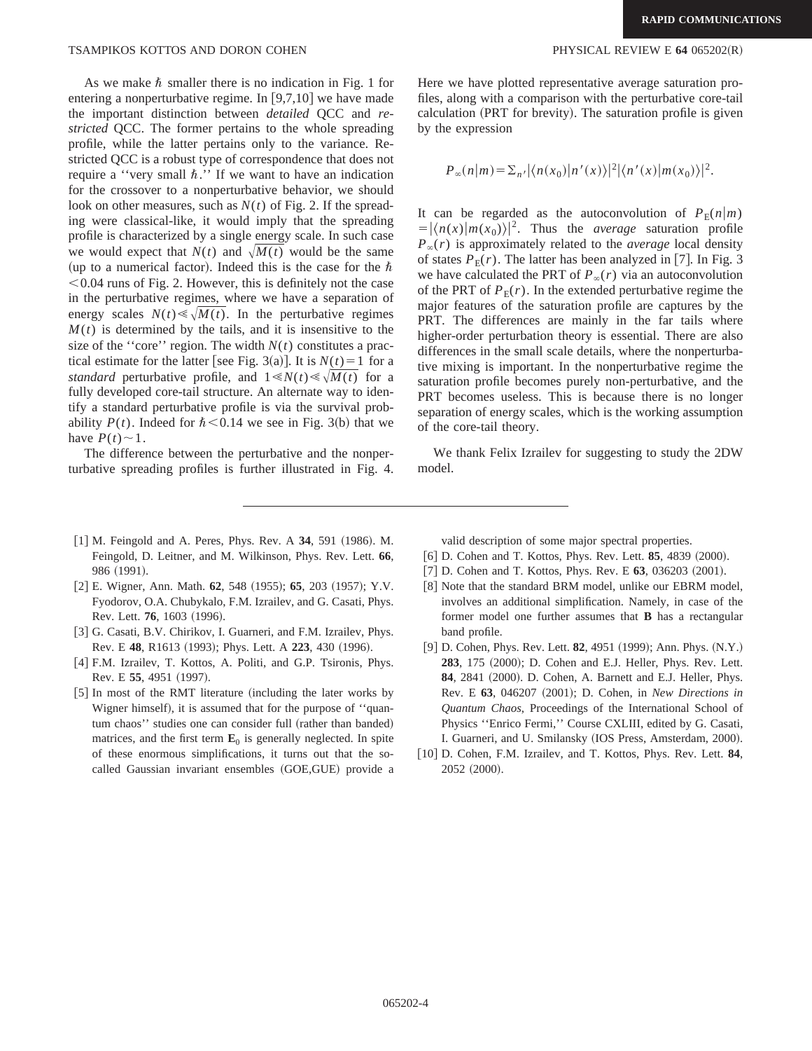As we make $\hbar$ smaller there is no indication in Fig. 1 for entering a nonperturbative regime. In [9,7,10] we have made the important distinction between *detailed* QCC and *restricted* QCC. The former pertains to the whole spreading profile, while the latter pertains only to the variance. Restricted QCC is a robust type of correspondence that does not require a "very small $\hbar$." If we want to have an indication for the crossover to a nonperturbative behavior, we should look on other measures, such as $N(t)$ of Fig. 2. If the spreading were classical-like, it would imply that the spreading profile is characterized by a single energy scale. In such case we would expect that $N(t)$ and $\sqrt{M(t)}$ would be the same (up to a numerical factor). Indeed this is the case for the $\hbar < 0.04$ runs of Fig. 2. However, this is definitely not the case in the perturbative regimes, where we have a separation of energy scales $N(t) \ll \sqrt{M(t)}$. In the perturbative regimes $M(t)$ is determined by the tails, and it is insensitive to the size of the "core" region. The width $N(t)$ constitutes a practical estimate for the latter [see Fig. 3(a)]. It is $N(t)=1$ for a *standard* perturbative profile, and $1 \ll N(t) \ll \sqrt{M(t)}$ for a fully developed core-tail structure. An alternate way to identify a standard perturbative profile is via the survival probability $P(t)$. Indeed for $\hbar < 0.14$ we see in Fig. 3(b) that we have $P(t) \sim 1$.

The difference between the perturbative and the nonperturbative spreading profiles is further illustrated in Fig. 4. Here we have plotted representative average saturation profiles, along with a comparison with the perturbative core-tail calculation (PRT for brevity). The saturation profile is given by the expression

$$P_\infty(n|m) = \Sigma_{n'} |\langle n(x_0)|n'(x)\rangle|^2 |\langle n'(x)|m(x_0)\rangle|^2.$$

It can be regarded as the autoconvolution of $P_{\rm E}(n|m) = |\langle n(x)|m(x_0)\rangle|^2$. Thus the *average* saturation profile $P_\infty(r)$ is approximately related to the *average* local density of states $P_{\rm E}(r)$. The latter has been analyzed in [7]. In Fig. 3 we have calculated the PRT of $P_\infty(r)$ via an autoconvolution of the PRT of $P_{\rm E}(r)$. In the extended perturbative regime the major features of the saturation profile are captures by the PRT. The differences are mainly in the far tails where higher-order perturbation theory is essential. There are also differences in the small scale details, where the nonperturbative mixing is important. In the nonperturbative regime the saturation profile becomes purely non-perturbative, and the PRT becomes useless. This is because there is no longer separation of energy scales, which is the working assumption of the core-tail theory.

We thank Felix Izrailev for suggesting to study the 2DW model.

---

[1] M. Feingold and A. Peres, Phys. Rev. A **34**, 591 (1986). M. Feingold, D. Leitner, and M. Wilkinson, Phys. Rev. Lett. **66**, 986 (1991).

[2] E. Wigner, Ann. Math. **62**, 548 (1955); **65**, 203 (1957); Y.V. Fyodorov, O.A. Chubykalo, F.M. Izrailev, and G. Casati, Phys. Rev. Lett. **76**, 1603 (1996).

[3] G. Casati, B.V. Chirikov, I. Guarneri, and F.M. Izrailev, Phys. Rev. E **48**, R1613 (1993); Phys. Lett. A **223**, 430 (1996).

[4] F.M. Izrailev, T. Kottos, A. Politi, and G.P. Tsironis, Phys. Rev. E **55**, 4951 (1997).

[5] In most of the RMT literature (including the later works by Wigner himself), it is assumed that for the purpose of "quantum chaos" studies one can consider full (rather than banded) matrices, and the first term $\mathbf{E}_0$ is generally neglected. In spite of these enormous simplifications, it turns out that the so-called Gaussian invariant ensembles (GOE,GUE) provide a valid description of some major spectral properties.

[6] D. Cohen and T. Kottos, Phys. Rev. Lett. **85**, 4839 (2000).

[7] D. Cohen and T. Kottos, Phys. Rev. E **63**, 036203 (2001).

[8] Note that the standard BRM model, unlike our EBRM model, involves an additional simplification. Namely, in case of the former model one further assumes that **B** has a rectangular band profile.

[9] D. Cohen, Phys. Rev. Lett. **82**, 4951 (1999); Ann. Phys. (N.Y.) **283**, 175 (2000); D. Cohen and E.J. Heller, Phys. Rev. Lett. **84**, 2841 (2000). D. Cohen, A. Barnett and E.J. Heller, Phys. Rev. E **63**, 046207 (2001); D. Cohen, in *New Directions in Quantum Chaos*, Proceedings of the International School of Physics "Enrico Fermi," Course CXLIII, edited by G. Casati, I. Guarneri, and U. Smilansky (IOS Press, Amsterdam, 2000).

[10] D. Cohen, F.M. Izrailev, and T. Kottos, Phys. Rev. Lett. **84**, 2052 (2000).